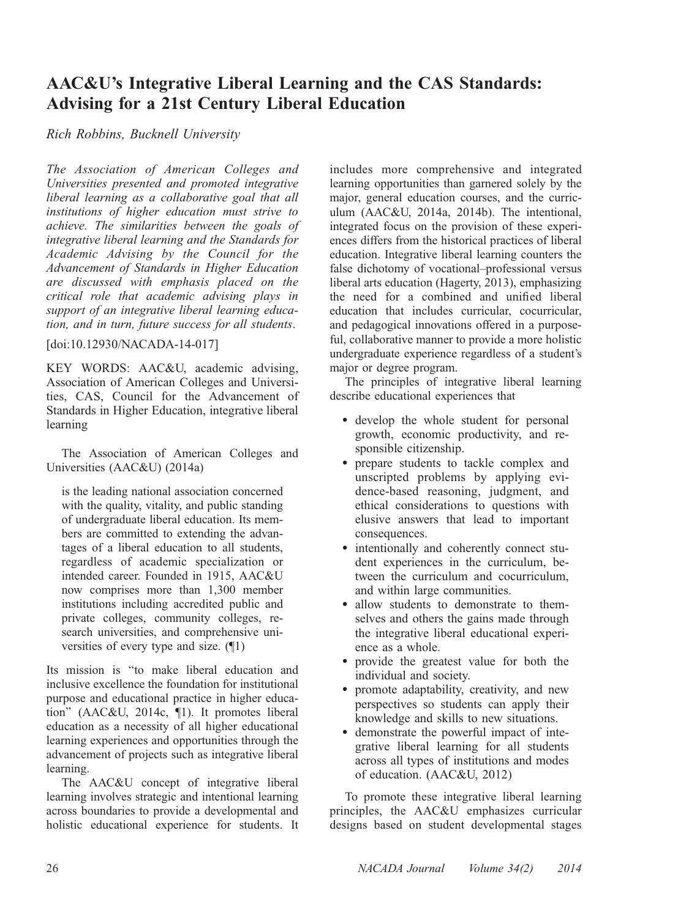# AAC&U's Integrative Liberal Learning and the CAS Standards: Advising for a 21st Century Liberal Education

*Rich Robbins, Bucknell University*

*The Association of American Colleges and Universities presented and promoted integrative liberal learning as a collaborative goal that all institutions of higher education must strive to achieve. The similarities between the goals of integrative liberal learning and the Standards for Academic Advising by the Council for the Advancement of Standards in Higher Education are discussed with emphasis placed on the critical role that academic advising plays in support of an integrative liberal learning education, and in turn, future success for all students.*

[doi:10.12930/NACADA-14-017]

KEY WORDS: AAC&U, academic advising, Association of American Colleges and Universities, CAS, Council for the Advancement of Standards in Higher Education, integrative liberal learning

The Association of American Colleges and Universities (AAC&U) (2014a)

> is the leading national association concerned with the quality, vitality, and public standing of undergraduate liberal education. Its members are committed to extending the advantages of a liberal education to all students, regardless of academic specialization or intended career. Founded in 1915, AAC&U now comprises more than 1,300 member institutions including accredited public and private colleges, community colleges, research universities, and comprehensive universities of every type and size. (¶1)

Its mission is "to make liberal education and inclusive excellence the foundation for institutional purpose and educational practice in higher education" (AAC&U, 2014c, ¶1). It promotes liberal education as a necessity of all higher educational learning experiences and opportunities through the advancement of projects such as integrative liberal learning.

The AAC&U concept of integrative liberal learning involves strategic and intentional learning across boundaries to provide a developmental and holistic educational experience for students. It includes more comprehensive and integrated learning opportunities than garnered solely by the major, general education courses, and the curriculum (AAC&U, 2014a, 2014b). The intentional, integrated focus on the provision of these experiences differs from the historical practices of liberal education. Integrative liberal learning counters the false dichotomy of vocational–professional versus liberal arts education (Hagerty, 2013), emphasizing the need for a combined and unified liberal education that includes curricular, cocurricular, and pedagogical innovations offered in a purposeful, collaborative manner to provide a more holistic undergraduate experience regardless of a student's major or degree program.

The principles of integrative liberal learning describe educational experiences that

- develop the whole student for personal growth, economic productivity, and responsible citizenship.
- prepare students to tackle complex and unscripted problems by applying evidence-based reasoning, judgment, and ethical considerations to questions with elusive answers that lead to important consequences.
- intentionally and coherently connect student experiences in the curriculum, between the curriculum and cocurriculum, and within large communities.
- allow students to demonstrate to themselves and others the gains made through the integrative liberal educational experience as a whole.
- provide the greatest value for both the individual and society.
- promote adaptability, creativity, and new perspectives so students can apply their knowledge and skills to new situations.
- demonstrate the powerful impact of integrative liberal learning for all students across all types of institutions and modes of education. (AAC&U, 2012)

To promote these integrative liberal learning principles, the AAC&U emphasizes curricular designs based on student developmental stages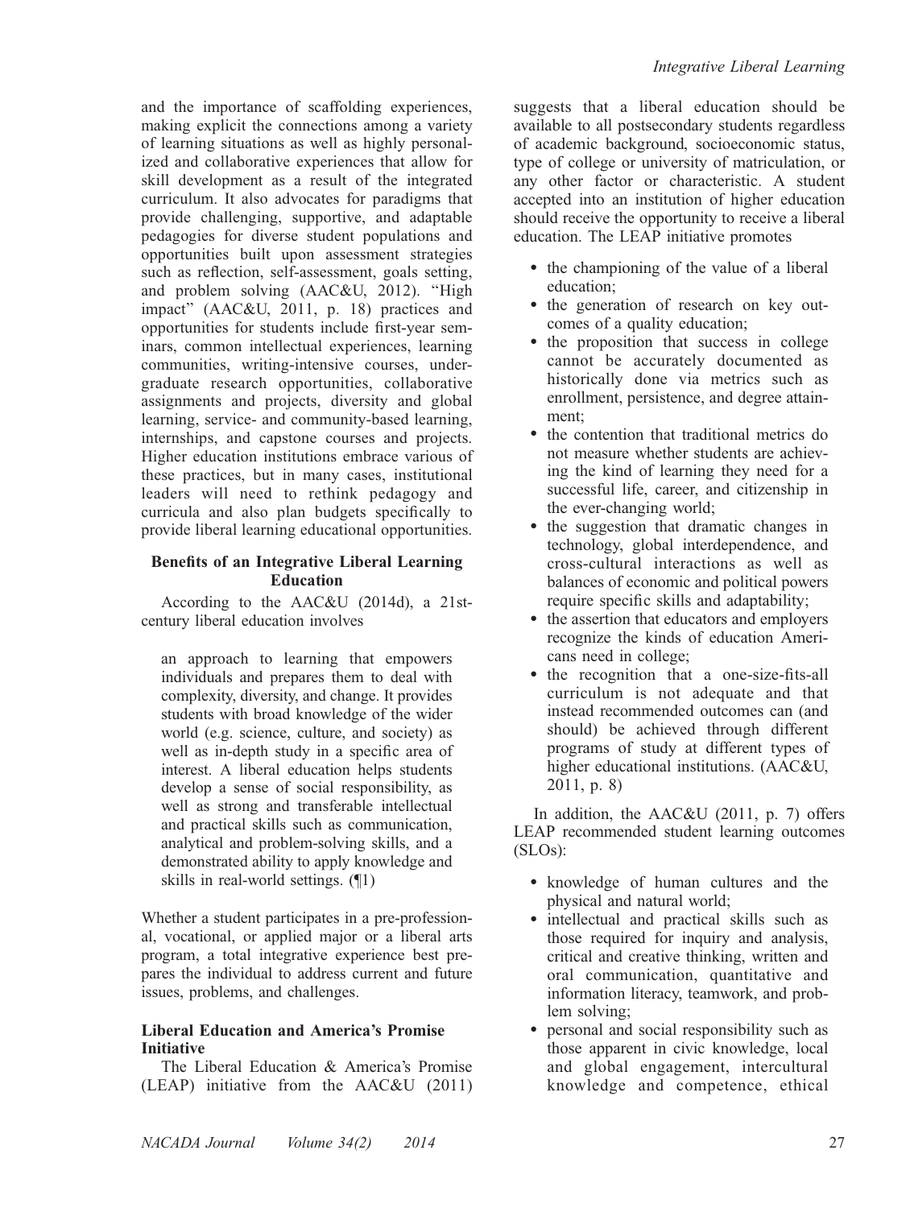and the importance of scaffolding experiences, making explicit the connections among a variety of learning situations as well as highly personalized and collaborative experiences that allow for skill development as a result of the integrated curriculum. It also advocates for paradigms that provide challenging, supportive, and adaptable pedagogies for diverse student populations and opportunities built upon assessment strategies such as reflection, self-assessment, goals setting, and problem solving (AAC&U, 2012). "High impact" (AAC&U, 2011, p. 18) practices and opportunities for students include first-year seminars, common intellectual experiences, learning communities, writing-intensive courses, undergraduate research opportunities, collaborative assignments and projects, diversity and global learning, service- and community-based learning, internships, and capstone courses and projects. Higher education institutions embrace various of these practices, but in many cases, institutional leaders will need to rethink pedagogy and curricula and also plan budgets specifically to provide liberal learning educational opportunities.

### Benefits of an Integrative Liberal Learning Education

According to the AAC&U (2014d), a 21st-century liberal education involves

> an approach to learning that empowers individuals and prepares them to deal with complexity, diversity, and change. It provides students with broad knowledge of the wider world (e.g. science, culture, and society) as well as in-depth study in a specific area of interest. A liberal education helps students develop a sense of social responsibility, as well as strong and transferable intellectual and practical skills such as communication, analytical and problem-solving skills, and a demonstrated ability to apply knowledge and skills in real-world settings. (¶1)

Whether a student participates in a pre-professional, vocational, or applied major or a liberal arts program, a total integrative experience best prepares the individual to address current and future issues, problems, and challenges.

### Liberal Education and America's Promise Initiative

The Liberal Education & America's Promise (LEAP) initiative from the AAC&U (2011) suggests that a liberal education should be available to all postsecondary students regardless of academic background, socioeconomic status, type of college or university of matriculation, or any other factor or characteristic. A student accepted into an institution of higher education should receive the opportunity to receive a liberal education. The LEAP initiative promotes

- the championing of the value of a liberal education;
- the generation of research on key outcomes of a quality education;
- the proposition that success in college cannot be accurately documented as historically done via metrics such as enrollment, persistence, and degree attainment;
- the contention that traditional metrics do not measure whether students are achieving the kind of learning they need for a successful life, career, and citizenship in the ever-changing world;
- the suggestion that dramatic changes in technology, global interdependence, and cross-cultural interactions as well as balances of economic and political powers require specific skills and adaptability;
- the assertion that educators and employers recognize the kinds of education Americans need in college;
- the recognition that a one-size-fits-all curriculum is not adequate and that instead recommended outcomes can (and should) be achieved through different programs of study at different types of higher educational institutions. (AAC&U, 2011, p. 8)

In addition, the AAC&U (2011, p. 7) offers LEAP recommended student learning outcomes (SLOs):

- knowledge of human cultures and the physical and natural world;
- intellectual and practical skills such as those required for inquiry and analysis, critical and creative thinking, written and oral communication, quantitative and information literacy, teamwork, and problem solving;
- personal and social responsibility such as those apparent in civic knowledge, local and global engagement, intercultural knowledge and competence, ethical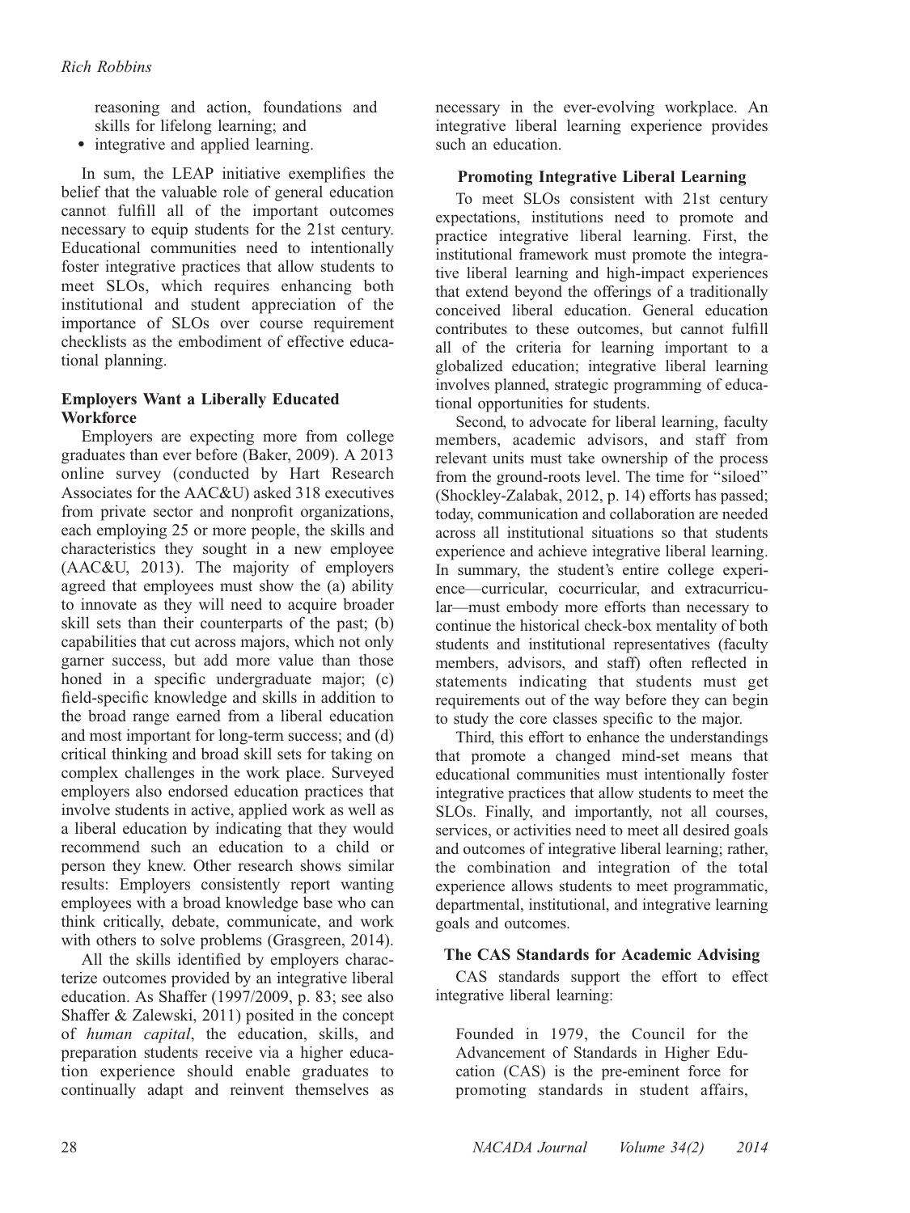reasoning and action, foundations and skills for lifelong learning; and

- integrative and applied learning.

In sum, the LEAP initiative exemplifies the belief that the valuable role of general education cannot fulfill all of the important outcomes necessary to equip students for the 21st century. Educational communities need to intentionally foster integrative practices that allow students to meet SLOs, which requires enhancing both institutional and student appreciation of the importance of SLOs over course requirement checklists as the embodiment of effective educational planning.

### Employers Want a Liberally Educated Workforce

Employers are expecting more from college graduates than ever before (Baker, 2009). A 2013 online survey (conducted by Hart Research Associates for the AAC&U) asked 318 executives from private sector and nonprofit organizations, each employing 25 or more people, the skills and characteristics they sought in a new employee (AAC&U, 2013). The majority of employers agreed that employees must show the (a) ability to innovate as they will need to acquire broader skill sets than their counterparts of the past; (b) capabilities that cut across majors, which not only garner success, but add more value than those honed in a specific undergraduate major; (c) field-specific knowledge and skills in addition to the broad range earned from a liberal education and most important for long-term success; and (d) critical thinking and broad skill sets for taking on complex challenges in the work place. Surveyed employers also endorsed education practices that involve students in active, applied work as well as a liberal education by indicating that they would recommend such an education to a child or person they knew. Other research shows similar results: Employers consistently report wanting employees with a broad knowledge base who can think critically, debate, communicate, and work with others to solve problems (Grasgreen, 2014).

All the skills identified by employers characterize outcomes provided by an integrative liberal education. As Shaffer (1997/2009, p. 83; see also Shaffer & Zalewski, 2011) posited in the concept of *human capital*, the education, skills, and preparation students receive via a higher education experience should enable graduates to continually adapt and reinvent themselves as necessary in the ever-evolving workplace. An integrative liberal learning experience provides such an education.

### Promoting Integrative Liberal Learning

To meet SLOs consistent with 21st century expectations, institutions need to promote and practice integrative liberal learning. First, the institutional framework must promote the integrative liberal learning and high-impact experiences that extend beyond the offerings of a traditionally conceived liberal education. General education contributes to these outcomes, but cannot fulfill all of the criteria for learning important to a globalized education; integrative liberal learning involves planned, strategic programming of educational opportunities for students.

Second, to advocate for liberal learning, faculty members, academic advisors, and staff from relevant units must take ownership of the process from the ground-roots level. The time for "siloed" (Shockley-Zalabak, 2012, p. 14) efforts has passed; today, communication and collaboration are needed across all institutional situations so that students experience and achieve integrative liberal learning. In summary, the student's entire college experience—curricular, cocurricular, and extracurricular—must embody more efforts than necessary to continue the historical check-box mentality of both students and institutional representatives (faculty members, advisors, and staff) often reflected in statements indicating that students must get requirements out of the way before they can begin to study the core classes specific to the major.

Third, this effort to enhance the understandings that promote a changed mind-set means that educational communities must intentionally foster integrative practices that allow students to meet the SLOs. Finally, and importantly, not all courses, services, or activities need to meet all desired goals and outcomes of integrative liberal learning; rather, the combination and integration of the total experience allows students to meet programmatic, departmental, institutional, and integrative learning goals and outcomes.

### The CAS Standards for Academic Advising

CAS standards support the effort to effect integrative liberal learning:

> Founded in 1979, the Council for the Advancement of Standards in Higher Education (CAS) is the pre-eminent force for promoting standards in student affairs,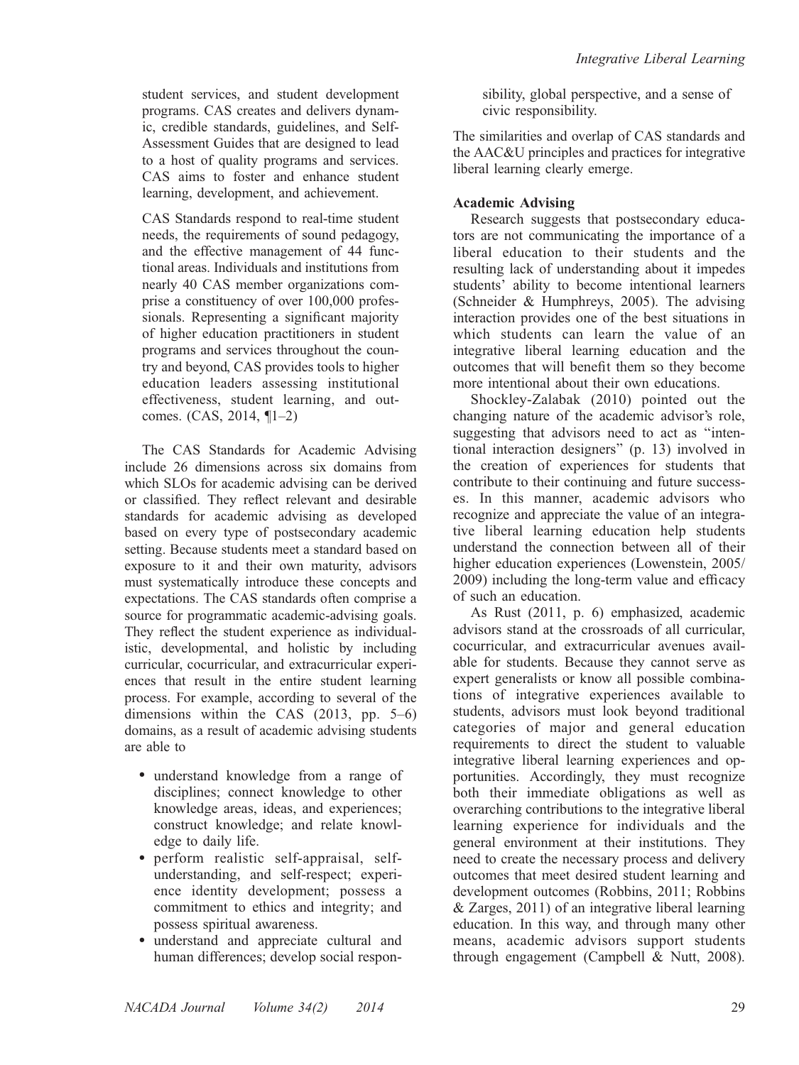> student services, and student development programs. CAS creates and delivers dynamic, credible standards, guidelines, and Self-Assessment Guides that are designed to lead to a host of quality programs and services. CAS aims to foster and enhance student learning, development, and achievement.
>
> CAS Standards respond to real-time student needs, the requirements of sound pedagogy, and the effective management of 44 functional areas. Individuals and institutions from nearly 40 CAS member organizations comprise a constituency of over 100,000 professionals. Representing a significant majority of higher education practitioners in student programs and services throughout the country and beyond, CAS provides tools to higher education leaders assessing institutional effectiveness, student learning, and outcomes. (CAS, 2014, ¶1–2)

The CAS Standards for Academic Advising include 26 dimensions across six domains from which SLOs for academic advising can be derived or classified. They reflect relevant and desirable standards for academic advising as developed based on every type of postsecondary academic setting. Because students meet a standard based on exposure to it and their own maturity, advisors must systematically introduce these concepts and expectations. The CAS standards often comprise a source for programmatic academic-advising goals. They reflect the student experience as individualistic, developmental, and holistic by including curricular, cocurricular, and extracurricular experiences that result in the entire student learning process. For example, according to several of the dimensions within the CAS (2013, pp. 5–6) domains, as a result of academic advising students are able to

- understand knowledge from a range of disciplines; connect knowledge to other knowledge areas, ideas, and experiences; construct knowledge; and relate knowledge to daily life.
- perform realistic self-appraisal, self-understanding, and self-respect; experience identity development; possess a commitment to ethics and integrity; and possess spiritual awareness.
- understand and appreciate cultural and human differences; develop social responsibility, global perspective, and a sense of civic responsibility.

The similarities and overlap of CAS standards and the AAC&U principles and practices for integrative liberal learning clearly emerge.

**Academic Advising**

Research suggests that postsecondary educators are not communicating the importance of a liberal education to their students and the resulting lack of understanding about it impedes students' ability to become intentional learners (Schneider & Humphreys, 2005). The advising interaction provides one of the best situations in which students can learn the value of an integrative liberal learning education and the outcomes that will benefit them so they become more intentional about their own educations.

Shockley-Zalabak (2010) pointed out the changing nature of the academic advisor's role, suggesting that advisors need to act as "intentional interaction designers" (p. 13) involved in the creation of experiences for students that contribute to their continuing and future successes. In this manner, academic advisors who recognize and appreciate the value of an integrative liberal learning education help students understand the connection between all of their higher education experiences (Lowenstein, 2005/2009) including the long-term value and efficacy of such an education.

As Rust (2011, p. 6) emphasized, academic advisors stand at the crossroads of all curricular, cocurricular, and extracurricular avenues available for students. Because they cannot serve as expert generalists or know all possible combinations of integrative experiences available to students, advisors must look beyond traditional categories of major and general education requirements to direct the student to valuable integrative liberal learning experiences and opportunities. Accordingly, they must recognize both their immediate obligations as well as overarching contributions to the integrative liberal learning experience for individuals and the general environment at their institutions. They need to create the necessary process and delivery outcomes that meet desired student learning and development outcomes (Robbins, 2011; Robbins & Zarges, 2011) of an integrative liberal learning education. In this way, and through many other means, academic advisors support students through engagement (Campbell & Nutt, 2008).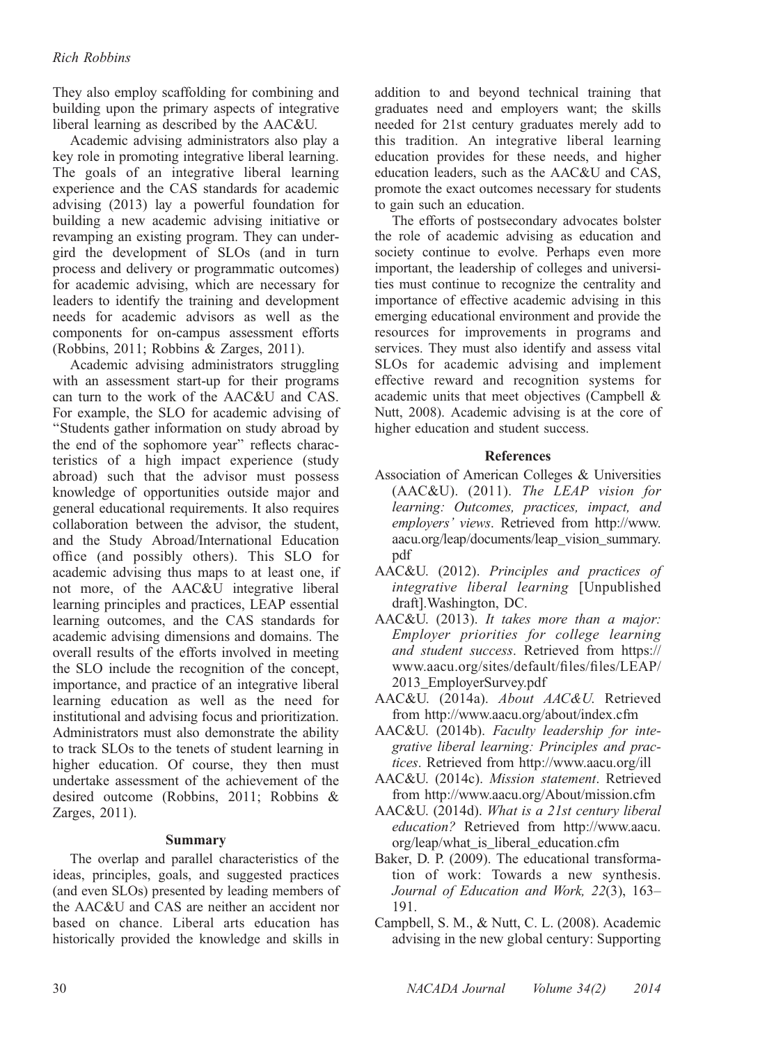They also employ scaffolding for combining and building upon the primary aspects of integrative liberal learning as described by the AAC&U.

Academic advising administrators also play a key role in promoting integrative liberal learning. The goals of an integrative liberal learning experience and the CAS standards for academic advising (2013) lay a powerful foundation for building a new academic advising initiative or revamping an existing program. They can undergird the development of SLOs (and in turn process and delivery or programmatic outcomes) for academic advising, which are necessary for leaders to identify the training and development needs for academic advisors as well as the components for on-campus assessment efforts (Robbins, 2011; Robbins & Zarges, 2011).

Academic advising administrators struggling with an assessment start-up for their programs can turn to the work of the AAC&U and CAS. For example, the SLO for academic advising of "Students gather information on study abroad by the end of the sophomore year" reflects characteristics of a high impact experience (study abroad) such that the advisor must possess knowledge of opportunities outside major and general educational requirements. It also requires collaboration between the advisor, the student, and the Study Abroad/International Education office (and possibly others). This SLO for academic advising thus maps to at least one, if not more, of the AAC&U integrative liberal learning principles and practices, LEAP essential learning outcomes, and the CAS standards for academic advising dimensions and domains. The overall results of the efforts involved in meeting the SLO include the recognition of the concept, importance, and practice of an integrative liberal learning education as well as the need for institutional and advising focus and prioritization. Administrators must also demonstrate the ability to track SLOs to the tenets of student learning in higher education. Of course, they then must undertake assessment of the achievement of the desired outcome (Robbins, 2011; Robbins & Zarges, 2011).

## Summary

The overlap and parallel characteristics of the ideas, principles, goals, and suggested practices (and even SLOs) presented by leading members of the AAC&U and CAS are neither an accident nor based on chance. Liberal arts education has historically provided the knowledge and skills in addition to and beyond technical training that graduates need and employers want; the skills needed for 21st century graduates merely add to this tradition. An integrative liberal learning education provides for these needs, and higher education leaders, such as the AAC&U and CAS, promote the exact outcomes necessary for students to gain such an education.

The efforts of postsecondary advocates bolster the role of academic advising as education and society continue to evolve. Perhaps even more important, the leadership of colleges and universities must continue to recognize the centrality and importance of effective academic advising in this emerging educational environment and provide the resources for improvements in programs and services. They must also identify and assess vital SLOs for academic advising and implement effective reward and recognition systems for academic units that meet objectives (Campbell & Nutt, 2008). Academic advising is at the core of higher education and student success.

## References

Association of American Colleges & Universities (AAC&U). (2011). *The LEAP vision for learning: Outcomes, practices, impact, and employers' views*. Retrieved from http://www.aacu.org/leap/documents/leap_vision_summary.pdf

AAC&U. (2012). *Principles and practices of integrative liberal learning* [Unpublished draft].Washington, DC.

AAC&U. (2013). *It takes more than a major: Employer priorities for college learning and student success*. Retrieved from https://www.aacu.org/sites/default/files/files/LEAP/2013_EmployerSurvey.pdf

AAC&U. (2014a). *About AAC&U*. Retrieved from http://www.aacu.org/about/index.cfm

AAC&U. (2014b). *Faculty leadership for integrative liberal learning: Principles and practices*. Retrieved from http://www.aacu.org/ill

AAC&U. (2014c). *Mission statement*. Retrieved from http://www.aacu.org/About/mission.cfm

AAC&U. (2014d). *What is a 21st century liberal education?* Retrieved from http://www.aacu.org/leap/what_is_liberal_education.cfm

Baker, D. P. (2009). The educational transformation of work: Towards a new synthesis. *Journal of Education and Work, 22*(3), 163–191.

Campbell, S. M., & Nutt, C. L. (2008). Academic advising in the new global century: Supporting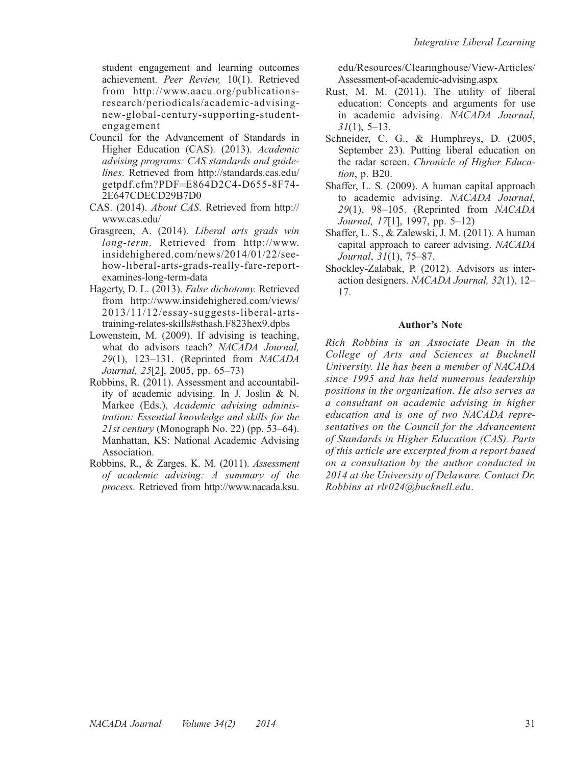student engagement and learning outcomes achievement. *Peer Review,* 10(1). Retrieved from http://www.aacu.org/publications-research/periodicals/academic-advising-new-global-century-supporting-student-engagement

Council for the Advancement of Standards in Higher Education (CAS). (2013). *Academic advising programs: CAS standards and guidelines*. Retrieved from http://standards.cas.edu/getpdf.cfm?PDF=E864D2C4-D655-8F74-2E647CDECD29B7D0

CAS. (2014). *About CAS*. Retrieved from http://www.cas.edu/

Grasgreen, A. (2014). *Liberal arts grads win long-term*. Retrieved from http://www.insidehighered.com/news/2014/01/22/see-how-liberal-arts-grads-really-fare-report-examines-long-term-data

Hagerty, D. L. (2013). *False dichotomy.* Retrieved from http://www.insidehighered.com/views/2013/11/12/essay-suggests-liberal-arts-training-relates-skills#sthash.F823hex9.dpbs

Lowenstein, M. (2009). If advising is teaching, what do advisors teach? *NACADA Journal, 29*(1), 123–131. (Reprinted from *NACADA Journal, 25*[2], 2005, pp. 65–73)

Robbins, R. (2011). Assessment and accountability of academic advising. In J. Joslin & N. Markee (Eds.), *Academic advising administration: Essential knowledge and skills for the 21st century* (Monograph No. 22) (pp. 53–64). Manhattan, KS: National Academic Advising Association.

Robbins, R., & Zarges, K. M. (2011). *Assessment of academic advising: A summary of the process*. Retrieved from http://www.nacada.ksu.edu/Resources/Clearinghouse/View-Articles/Assessment-of-academic-advising.aspx

Rust, M. M. (2011). The utility of liberal education: Concepts and arguments for use in academic advising. *NACADA Journal, 31*(1), 5–13.

Schneider, C. G., & Humphreys, D. (2005, September 23). Putting liberal education on the radar screen. *Chronicle of Higher Education*, p. B20.

Shaffer, L. S. (2009). A human capital approach to academic advising. *NACADA Journal, 29*(1), 98–105. (Reprinted from *NACADA Journal, 17*[1], 1997, pp. 5–12)

Shaffer, L. S., & Zalewski, J. M. (2011). A human capital approach to career advising. *NACADA Journal*, *31*(1), 75–87.

Shockley-Zalabak, P. (2012). Advisors as interaction designers. *NACADA Journal, 32*(1), 12–17.

### Author's Note

*Rich Robbins is an Associate Dean in the College of Arts and Sciences at Bucknell University. He has been a member of NACADA since 1995 and has held numerous leadership positions in the organization. He also serves as a consultant on academic advising in higher education and is one of two NACADA representatives on the Council for the Advancement of Standards in Higher Education (CAS). Parts of this article are excerpted from a report based on a consultation by the author conducted in 2014 at the University of Delaware. Contact Dr. Robbins at rlr024@bucknell.edu.*